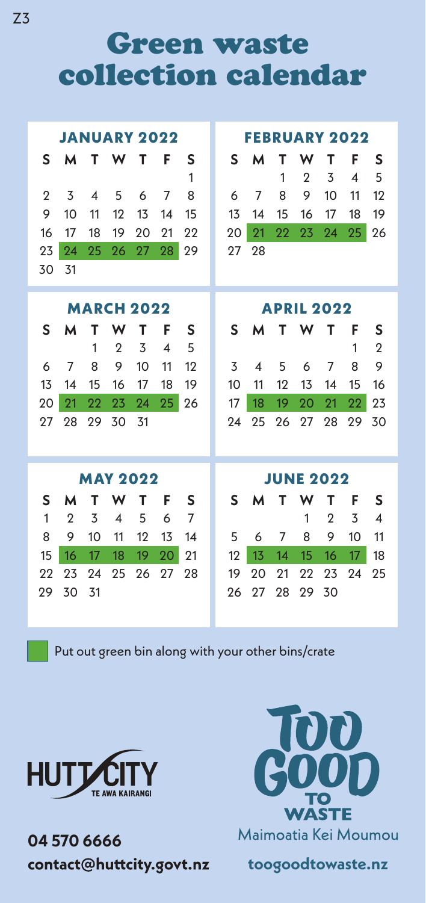Z3

# Green waste collection calendar

### JANUARY 2022

| S | M | T | W | T | F | S |
|---|---|---|---|---|---|---|
| | | | | | | 1 |
| 2 | 3 | 4 | 5 | 6 | 7 | 8 |
| 9 | 10 | 11 | 12 | 13 | 14 | 15 |
| 16 | 17 | 18 | 19 | 20 | 21 | 22 |
| 23 | **24** | **25** | **26** | **27** | **28** | 29 |
| 30 | 31 | | | | | |

### FEBRUARY 2022

| S | M | T | W | T | F | S |
|---|---|---|---|---|---|---|
| | | 1 | 2 | 3 | 4 | 5 |
| 6 | 7 | 8 | 9 | 10 | 11 | 12 |
| 13 | 14 | 15 | 16 | 17 | 18 | 19 |
| 20 | **21** | **22** | **23** | **24** | **25** | 26 |
| 27 | 28 | | | | | |

### MARCH 2022

| S | M | T | W | T | F | S |
|---|---|---|---|---|---|---|
| | | 1 | 2 | 3 | 4 | 5 |
| 6 | 7 | 8 | 9 | 10 | 11 | 12 |
| 13 | 14 | 15 | 16 | 17 | 18 | 19 |
| 20 | **21** | **22** | **23** | **24** | **25** | 26 |
| 27 | 28 | 29 | 30 | 31 | | |

### APRIL 2022

| S | M | T | W | T | F | S |
|---|---|---|---|---|---|---|
| | | | | | 1 | 2 |
| 3 | 4 | 5 | 6 | 7 | 8 | 9 |
| 10 | 11 | 12 | 13 | 14 | 15 | 16 |
| 17 | **18** | **19** | **20** | **21** | **22** | 23 |
| 24 | 25 | 26 | 27 | 28 | 29 | 30 |

### MAY 2022

| S | M | T | W | T | F | S |
|---|---|---|---|---|---|---|
| 1 | 2 | 3 | 4 | 5 | 6 | 7 |
| 8 | 9 | 10 | 11 | 12 | 13 | 14 |
| 15 | **16** | **17** | **18** | **19** | **20** | 21 |
| 22 | 23 | 24 | 25 | 26 | 27 | 28 |
| 29 | 30 | 31 | | | | |

### JUNE 2022

| S | M | T | W | T | F | S |
|---|---|---|---|---|---|---|
| | | | 1 | 2 | 3 | 4 |
| 5 | 6 | 7 | 8 | 9 | 10 | 11 |
| 12 | **13** | **14** | **15** | **16** | **17** | 18 |
| 19 | 20 | 21 | 22 | 23 | 24 | 25 |
| 26 | 27 | 28 | 29 | 30 | | |

Highlighted (bold) dates: Put out green bin along with your other bins/crate

HUTT CITY
TE AWA KAIRANGI

**04 570 6666**
**contact@huttcity.govt.nz**

TOO GOOD TO WASTE
Maimoatia Kei Moumou

**toogoodtowaste.nz**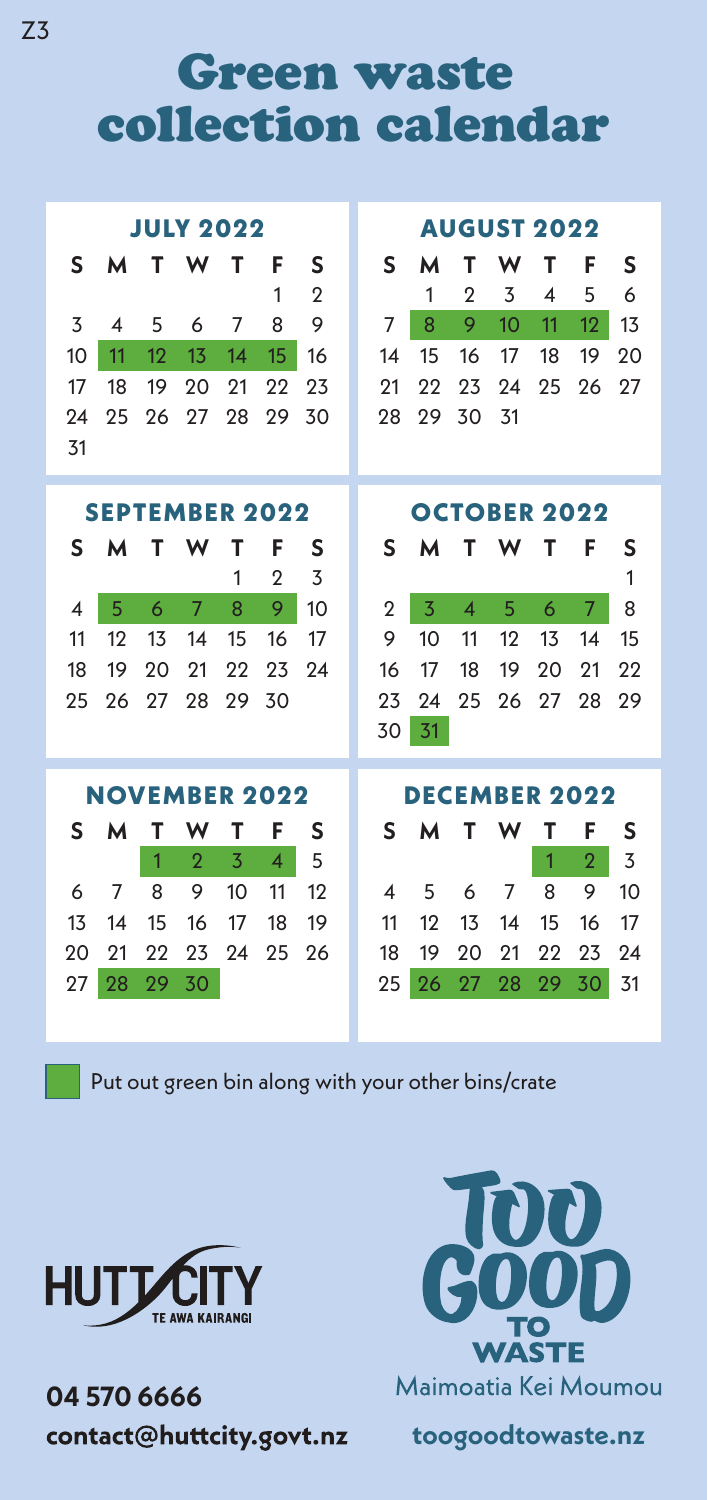Z3

# Green waste collection calendar

### JULY 2022

| S | M | T | W | T | F | S |
|---|---|---|---|---|---|---|
| | | | | | 1 | 2 |
| 3 | 4 | 5 | 6 | 7 | 8 | 9 |
| 10 | **11** | **12** | **13** | **14** | **15** | 16 |
| 17 | 18 | 19 | 20 | 21 | 22 | 23 |
| 24 | 25 | 26 | 27 | 28 | 29 | 30 |
| 31 | | | | | | |

### AUGUST 2022

| S | M | T | W | T | F | S |
|---|---|---|---|---|---|---|
| | 1 | 2 | 3 | 4 | 5 | 6 |
| 7 | **8** | **9** | **10** | **11** | **12** | 13 |
| 14 | 15 | 16 | 17 | 18 | 19 | 20 |
| 21 | 22 | 23 | 24 | 25 | 26 | 27 |
| 28 | 29 | 30 | 31 | | | |

### SEPTEMBER 2022

| S | M | T | W | T | F | S |
|---|---|---|---|---|---|---|
| | | | | 1 | 2 | 3 |
| 4 | **5** | **6** | **7** | **8** | **9** | 10 |
| 11 | 12 | 13 | 14 | 15 | 16 | 17 |
| 18 | 19 | 20 | 21 | 22 | 23 | 24 |
| 25 | 26 | 27 | 28 | 29 | 30 | |

### OCTOBER 2022

| S | M | T | W | T | F | S |
|---|---|---|---|---|---|---|
| | | | | | | 1 |
| 2 | **3** | **4** | **5** | **6** | **7** | 8 |
| 9 | 10 | 11 | 12 | 13 | 14 | 15 |
| 16 | 17 | 18 | 19 | 20 | 21 | 22 |
| 23 | 24 | 25 | 26 | 27 | 28 | 29 |
| 30 | **31** | | | | | |

### NOVEMBER 2022

| S | M | T | W | T | F | S |
|---|---|---|---|---|---|---|
| | | **1** | **2** | **3** | **4** | 5 |
| 6 | 7 | 8 | 9 | 10 | 11 | 12 |
| 13 | 14 | 15 | 16 | 17 | 18 | 19 |
| 20 | 21 | 22 | 23 | 24 | 25 | 26 |
| 27 | **28** | **29** | **30** | | | |

### DECEMBER 2022

| S | M | T | W | T | F | S |
|---|---|---|---|---|---|---|
| | | | | **1** | **2** | 3 |
| 4 | 5 | 6 | 7 | 8 | 9 | 10 |
| 11 | 12 | 13 | 14 | 15 | 16 | 17 |
| 18 | 19 | 20 | 21 | 22 | 23 | 24 |
| 25 | **26** | **27** | **28** | **29** | **30** | 31 |

Put out green bin along with your other bins/crate

HUTT CITY
TE AWA KAIRANGI

**04 570 6666**
**contact@huttcity.govt.nz**

TOO GOOD TO WASTE
Maimoatia Kei Moumou

**toogoodtowaste.nz**